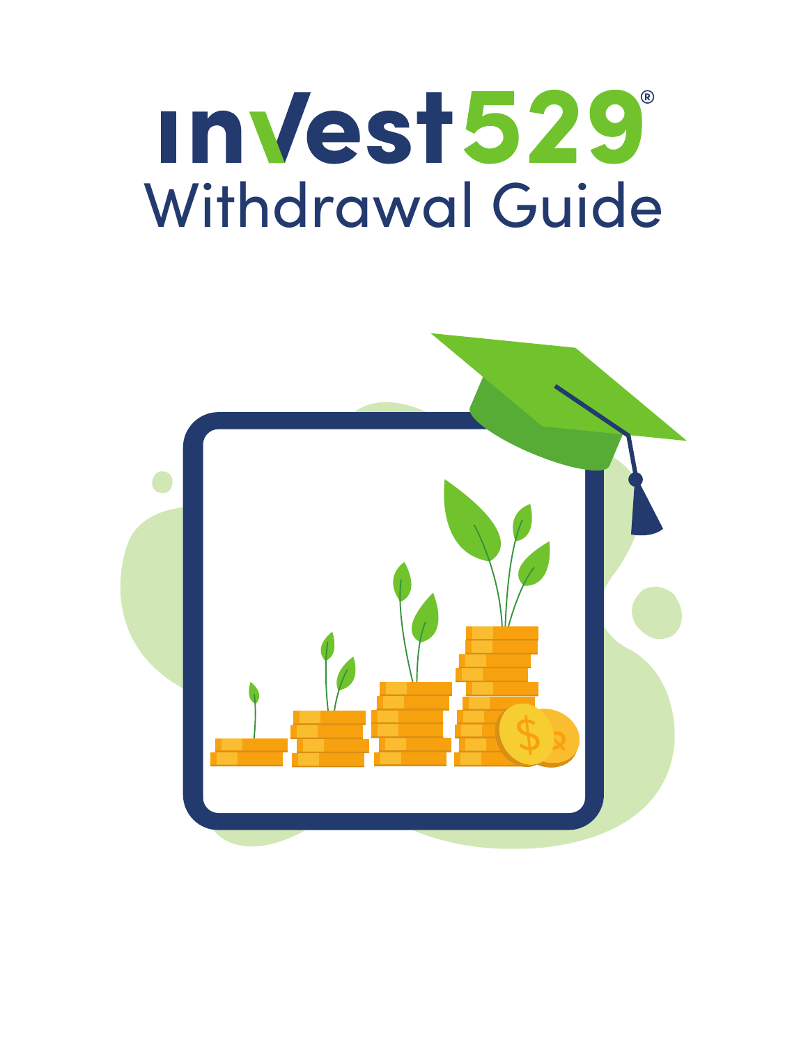# invest529®

## Withdrawal Guide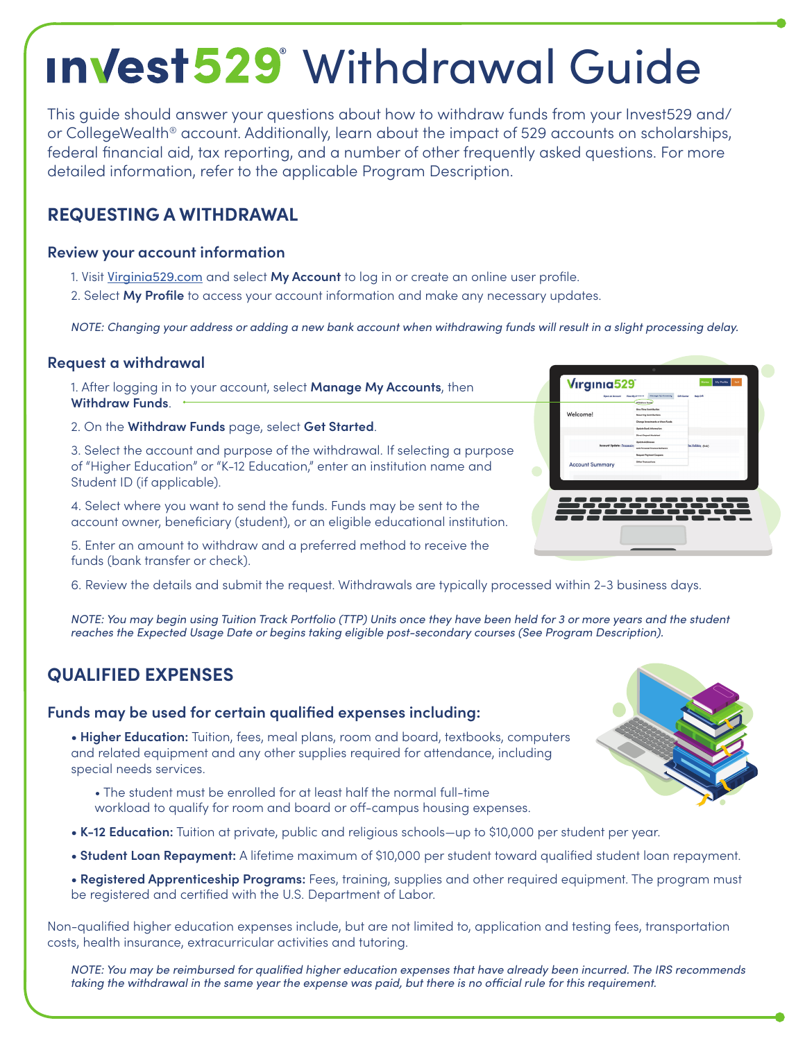# Invest529® Withdrawal Guide

This guide should answer your questions about how to withdraw funds from your Invest529 and/or CollegeWealth® account. Additionally, learn about the impact of 529 accounts on scholarships, federal financial aid, tax reporting, and a number of other frequently asked questions. For more detailed information, refer to the applicable Program Description.

## REQUESTING A WITHDRAWAL

### Review your account information

1. Visit Virginia529.com and select **My Account** to log in or create an online user profile.
2. Select **My Profile** to access your account information and make any necessary updates.

*NOTE: Changing your address or adding a new bank account when withdrawing funds will result in a slight processing delay.*

### Request a withdrawal

1. After logging in to your account, select **Manage My Accounts**, then **Withdraw Funds**.
2. On the **Withdraw Funds** page, select **Get Started**.
3. Select the account and purpose of the withdrawal. If selecting a purpose of "Higher Education" or "K-12 Education," enter an institution name and Student ID (if applicable).
4. Select where you want to send the funds. Funds may be sent to the account owner, beneficiary (student), or an eligible educational institution.
5. Enter an amount to withdraw and a preferred method to receive the funds (bank transfer or check).
6. Review the details and submit the request. Withdrawals are typically processed within 2-3 business days.

*NOTE: You may begin using Tuition Track Portfolio (TTP) Units once they have been held for 3 or more years and the student reaches the Expected Usage Date or begins taking eligible post-secondary courses (See Program Description).*

## QUALIFIED EXPENSES

### Funds may be used for certain qualified expenses including:

- **Higher Education:** Tuition, fees, meal plans, room and board, textbooks, computers and related equipment and any other supplies required for attendance, including special needs services.
  - The student must be enrolled for at least half the normal full-time workload to qualify for room and board or off-campus housing expenses.
- **K-12 Education:** Tuition at private, public and religious schools—up to $10,000 per student per year.
- **Student Loan Repayment:** A lifetime maximum of $10,000 per student toward qualified student loan repayment.
- **Registered Apprenticeship Programs:** Fees, training, supplies and other required equipment. The program must be registered and certified with the U.S. Department of Labor.

Non-qualified higher education expenses include, but are not limited to, application and testing fees, transportation costs, health insurance, extracurricular activities and tutoring.

*NOTE: You may be reimbursed for qualified higher education expenses that have already been incurred. The IRS recommends taking the withdrawal in the same year the expense was paid, but there is no official rule for this requirement.*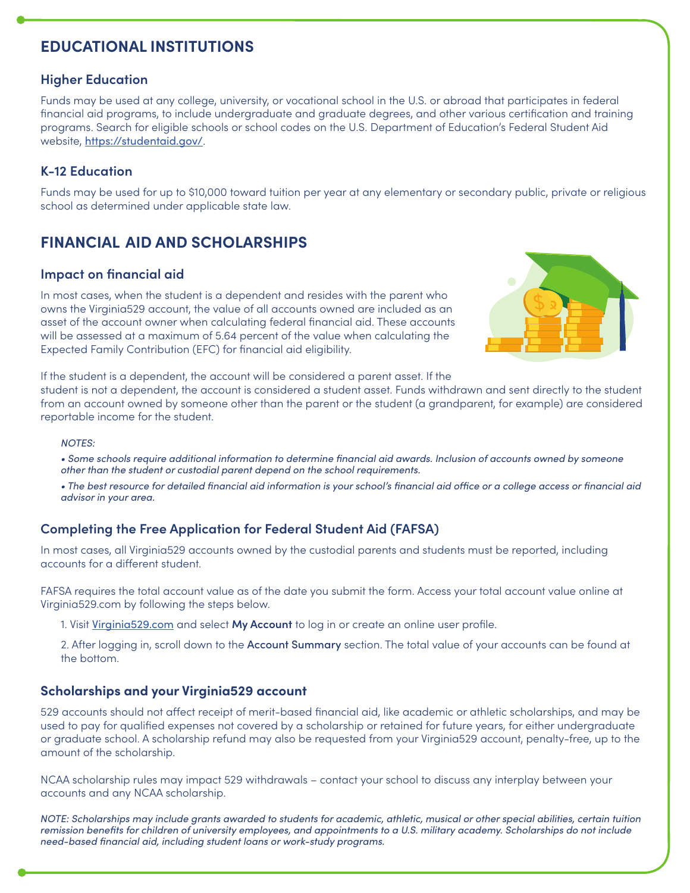## EDUCATIONAL INSTITUTIONS

### Higher Education

Funds may be used at any college, university, or vocational school in the U.S. or abroad that participates in federal financial aid programs, to include undergraduate and graduate degrees, and other various certification and training programs. Search for eligible schools or school codes on the U.S. Department of Education's Federal Student Aid website, https://studentaid.gov/.

### K-12 Education

Funds may be used for up to $10,000 toward tuition per year at any elementary or secondary public, private or religious school as determined under applicable state law.

## FINANCIAL AID AND SCHOLARSHIPS

### Impact on financial aid

In most cases, when the student is a dependent and resides with the parent who owns the Virginia529 account, the value of all accounts owned are included as an asset of the account owner when calculating federal financial aid. These accounts will be assessed at a maximum of 5.64 percent of the value when calculating the Expected Family Contribution (EFC) for financial aid eligibility.

If the student is a dependent, the account will be considered a parent asset. If the student is not a dependent, the account is considered a student asset. Funds withdrawn and sent directly to the student from an account owned by someone other than the parent or the student (a grandparent, for example) are considered reportable income for the student.

*NOTES:*

- *Some schools require additional information to determine financial aid awards. Inclusion of accounts owned by someone other than the student or custodial parent depend on the school requirements.*
- *The best resource for detailed financial aid information is your school's financial aid office or a college access or financial aid advisor in your area.*

### Completing the Free Application for Federal Student Aid (FAFSA)

In most cases, all Virginia529 accounts owned by the custodial parents and students must be reported, including accounts for a different student.

FAFSA requires the total account value as of the date you submit the form. Access your total account value online at Virginia529.com by following the steps below.

1. Visit Virginia529.com and select **My Account** to log in or create an online user profile.
2. After logging in, scroll down to the **Account Summary** section. The total value of your accounts can be found at the bottom.

### Scholarships and your Virginia529 account

529 accounts should not affect receipt of merit-based financial aid, like academic or athletic scholarships, and may be used to pay for qualified expenses not covered by a scholarship or retained for future years, for either undergraduate or graduate school. A scholarship refund may also be requested from your Virginia529 account, penalty-free, up to the amount of the scholarship.

NCAA scholarship rules may impact 529 withdrawals – contact your school to discuss any interplay between your accounts and any NCAA scholarship.

*NOTE: Scholarships may include grants awarded to students for academic, athletic, musical or other special abilities, certain tuition remission benefits for children of university employees, and appointments to a U.S. military academy. Scholarships do not include need-based financial aid, including student loans or work-study programs.*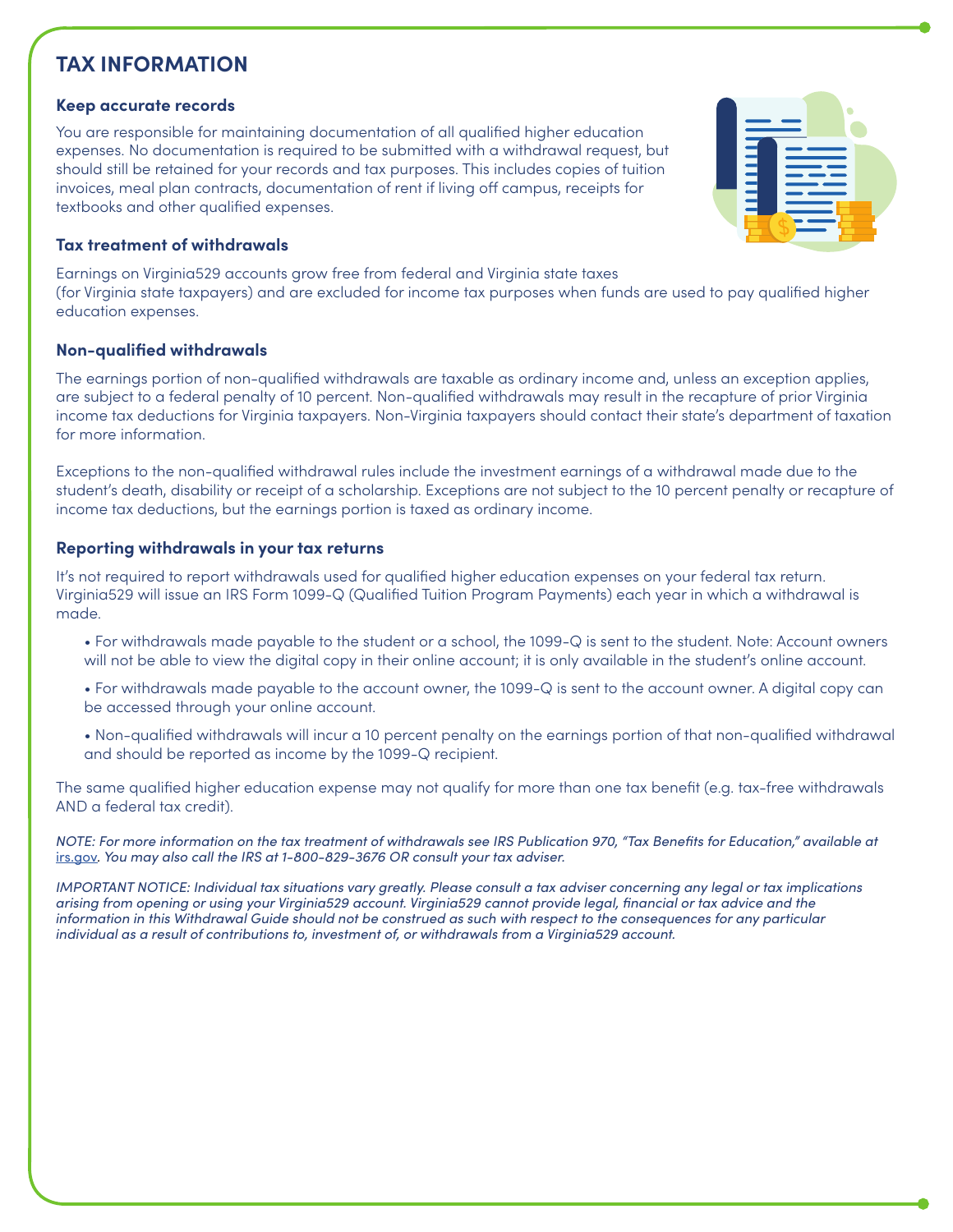# TAX INFORMATION

### Keep accurate records

You are responsible for maintaining documentation of all qualified higher education expenses. No documentation is required to be submitted with a withdrawal request, but should still be retained for your records and tax purposes. This includes copies of tuition invoices, meal plan contracts, documentation of rent if living off campus, receipts for textbooks and other qualified expenses.

### Tax treatment of withdrawals

Earnings on Virginia529 accounts grow free from federal and Virginia state taxes (for Virginia state taxpayers) and are excluded for income tax purposes when funds are used to pay qualified higher education expenses.

### Non-qualified withdrawals

The earnings portion of non-qualified withdrawals are taxable as ordinary income and, unless an exception applies, are subject to a federal penalty of 10 percent. Non-qualified withdrawals may result in the recapture of prior Virginia income tax deductions for Virginia taxpayers. Non-Virginia taxpayers should contact their state's department of taxation for more information.

Exceptions to the non-qualified withdrawal rules include the investment earnings of a withdrawal made due to the student's death, disability or receipt of a scholarship. Exceptions are not subject to the 10 percent penalty or recapture of income tax deductions, but the earnings portion is taxed as ordinary income.

### Reporting withdrawals in your tax returns

It's not required to report withdrawals used for qualified higher education expenses on your federal tax return. Virginia529 will issue an IRS Form 1099-Q (Qualified Tuition Program Payments) each year in which a withdrawal is made.

- For withdrawals made payable to the student or a school, the 1099-Q is sent to the student. Note: Account owners will not be able to view the digital copy in their online account; it is only available in the student's online account.
- For withdrawals made payable to the account owner, the 1099-Q is sent to the account owner. A digital copy can be accessed through your online account.
- Non-qualified withdrawals will incur a 10 percent penalty on the earnings portion of that non-qualified withdrawal and should be reported as income by the 1099-Q recipient.

The same qualified higher education expense may not qualify for more than one tax benefit (e.g. tax-free withdrawals AND a federal tax credit).

*NOTE: For more information on the tax treatment of withdrawals see IRS Publication 970, "Tax Benefits for Education," available at irs.gov. You may also call the IRS at 1-800-829-3676 OR consult your tax adviser.*

*IMPORTANT NOTICE: Individual tax situations vary greatly. Please consult a tax adviser concerning any legal or tax implications arising from opening or using your Virginia529 account. Virginia529 cannot provide legal, financial or tax advice and the information in this Withdrawal Guide should not be construed as such with respect to the consequences for any particular individual as a result of contributions to, investment of, or withdrawals from a Virginia529 account.*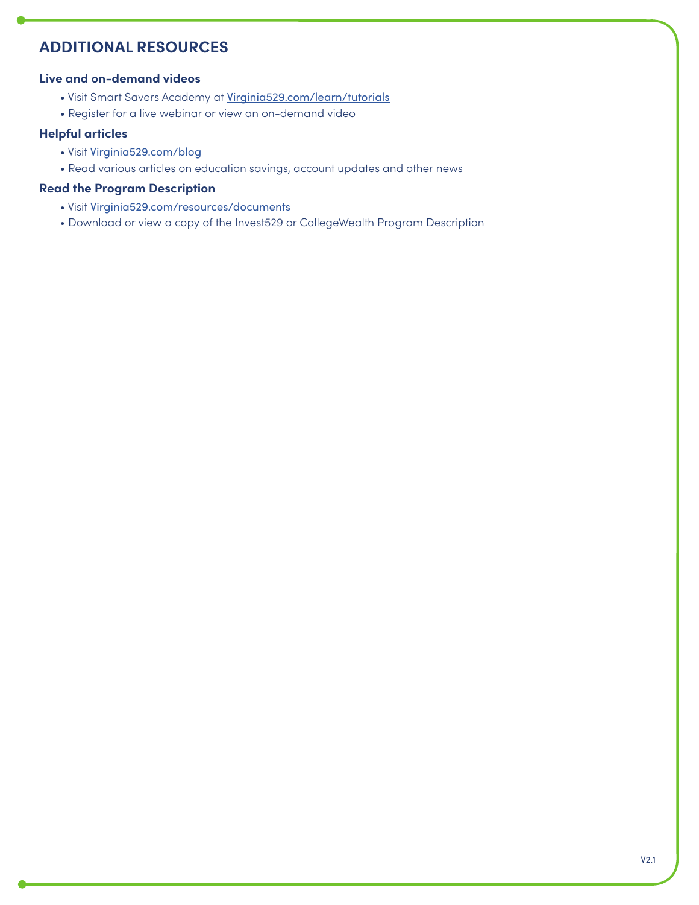## ADDITIONAL RESOURCES

### Live and on-demand videos

- Visit Smart Savers Academy at Virginia529.com/learn/tutorials
- Register for a live webinar or view an on-demand video

### Helpful articles

- Visit Virginia529.com/blog
- Read various articles on education savings, account updates and other news

### Read the Program Description

- Visit Virginia529.com/resources/documents
- Download or view a copy of the Invest529 or CollegeWealth Program Description

V2.1